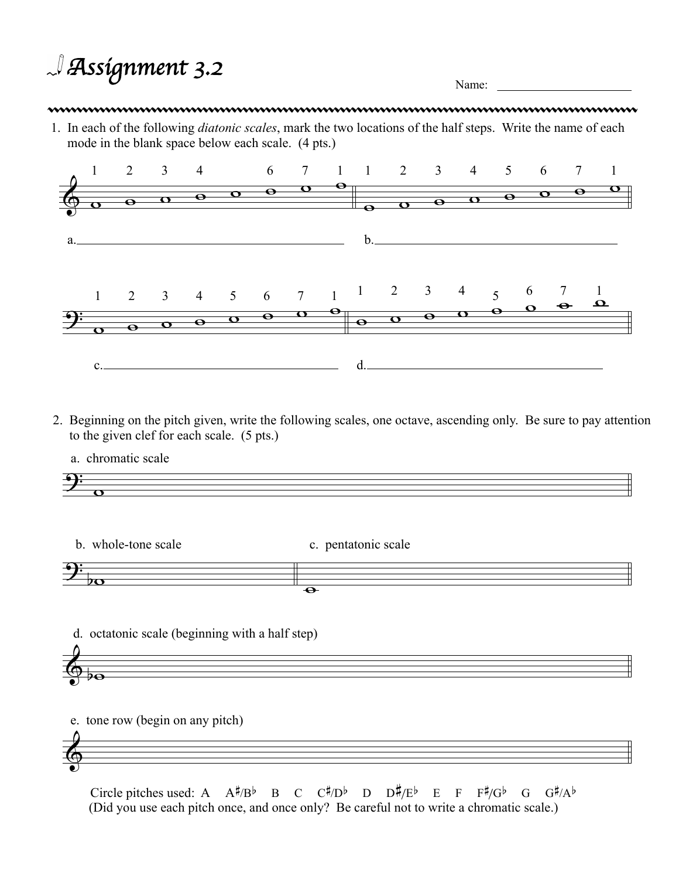# Assignment 3.2

Name: ______________________

1. In each of the following *diatonic scales*, mark the two locations of the half steps. Write the name of each mode in the blank space below each scale. (4 pts.)

1 2 3 4 6 7 1 1 2 3 4 5 6 7 1

a. ______________________________ b. ______________________________

1 2 3 4 5 6 7 1 1 2 3 4 5 6 7 1

c. ______________________________ d. ______________________________

2. Beginning on the pitch given, write the following scales, one octave, ascending only. Be sure to pay attention to the given clef for each scale. (5 pts.)

a. chromatic scale

b. whole-tone scale

c. pentatonic scale

d. octatonic scale (beginning with a half step)

e. tone row (begin on any pitch)

Circle pitches used: A A♯/B♭ B C C♯/D♭ D D♯/E♭ E F F♯/G♭ G G♯/A♭

(Did you use each pitch once, and once only? Be careful not to write a chromatic scale.)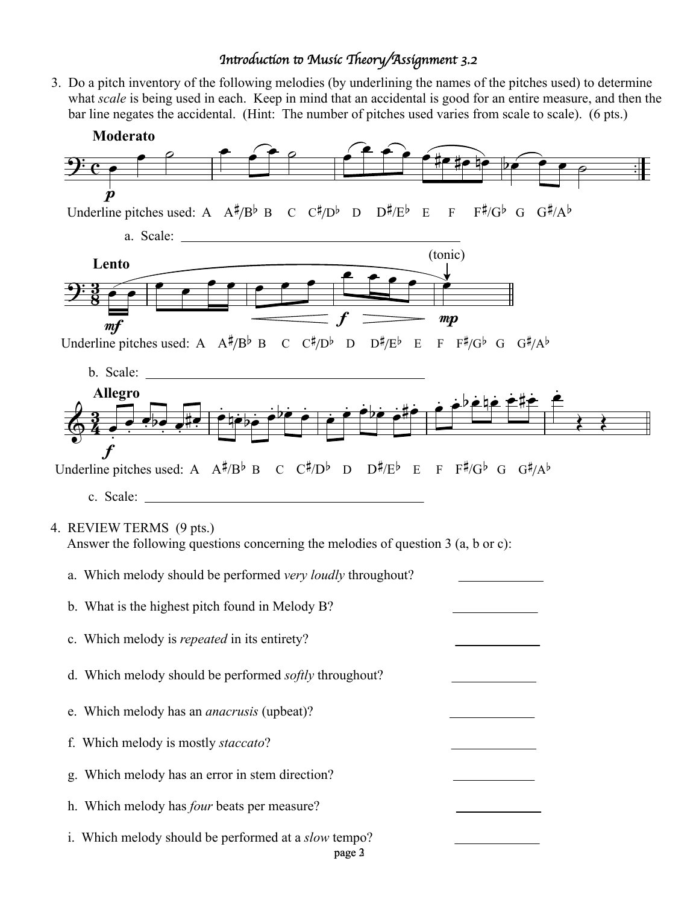# *Introduction to Music Theory/Assignment 3.2*

3. Do a pitch inventory of the following melodies (by underlining the names of the pitches used) to determine what *scale* is being used in each. Keep in mind that an accidental is good for an entire measure, and then the bar line negates the accidental. (Hint: The number of pitches used varies from scale to scale). (6 pts.)

**Moderato**

*p*

Underline pitches used: A A♯/B♭ B C C♯/D♭ D D♯/E♭ E F F♯/G♭ G G♯/A♭

a. Scale: ________________________________________

**Lento**

(tonic)

*mf* *f* *mp*

Underline pitches used: A A♯/B♭ B C C♯/D♭ D D♯/E♭ E F F♯/G♭ G G♯/A♭

b. Scale: ________________________________________

**Allegro**

*f*

Underline pitches used: A A♯/B♭ B C C♯/D♭ D D♯/E♭ E F F♯/G♭ G G♯/A♭

c. Scale: ________________________________________

4. REVIEW TERMS (9 pts.)

Answer the following questions concerning the melodies of question 3 (a, b or c):

a. Which melody should be performed *very loudly* throughout? ____________

b. What is the highest pitch found in Melody B? ____________

c. Which melody is *repeated* in its entirety? ____________

d. Which melody should be performed *softly* throughout? ____________

e. Which melody has an *anacrusis* (upbeat)? ____________

f. Which melody is mostly *staccato*? ____________

g. Which melody has an error in stem direction? ____________

h. Which melody has *four* beats per measure? ____________

i. Which melody should be performed at a *slow* tempo? ____________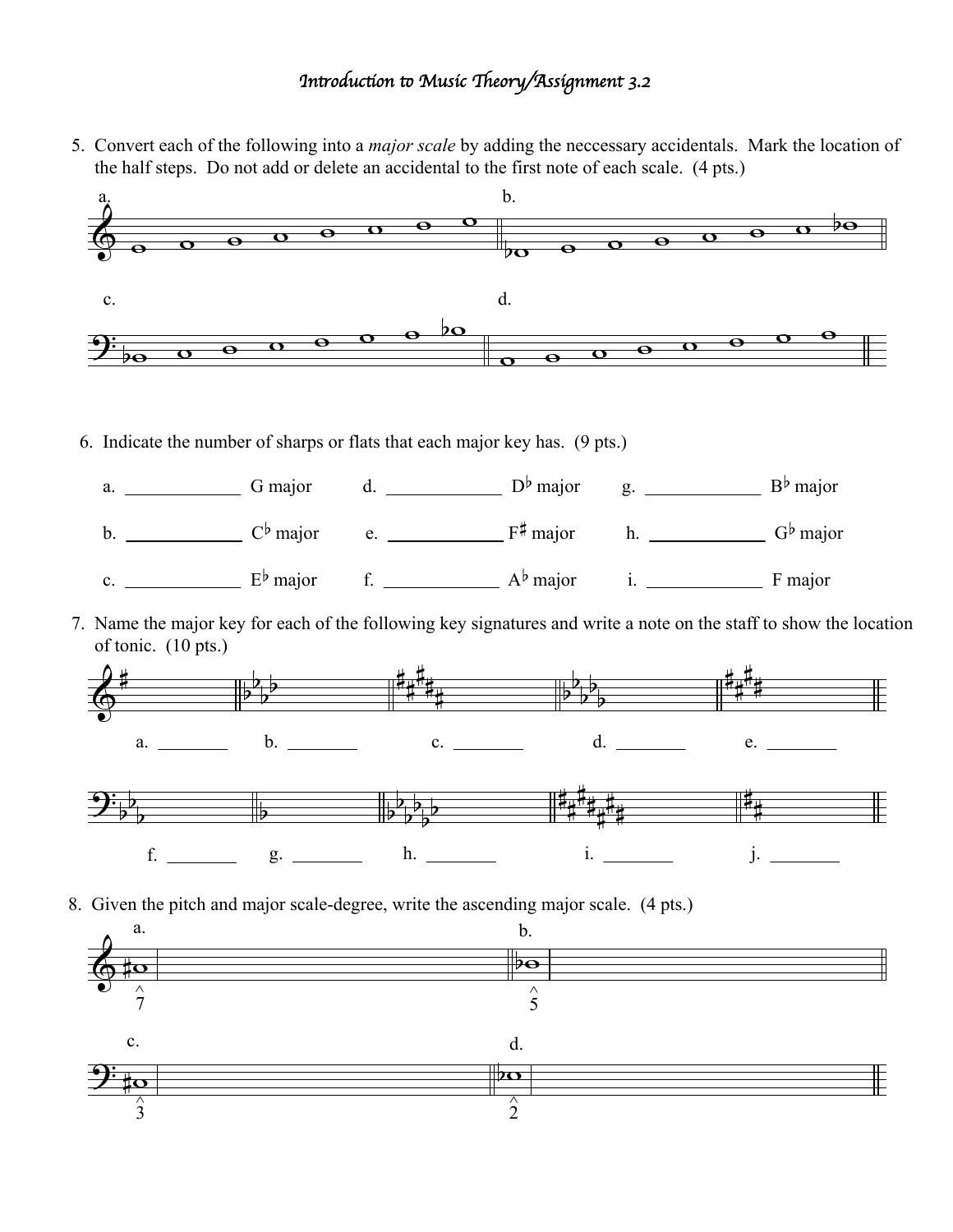*Introduction to Music Theory/Assignment 3.2*

5. Convert each of the following into a *major scale* by adding the neccessary accidentals. Mark the location of the half steps. Do not add or delete an accidental to the first note of each scale. (4 pts.)

a. b.

c. d.

6. Indicate the number of sharps or flats that each major key has. (9 pts.)

a. _____________ G major d. _____________ D♭ major g. _____________ B♭ major

b. _____________ C♭ major e. _____________ F♯ major h. _____________ G♭ major

c. _____________ E♭ major f. _____________ A♭ major i. _____________ F major

7. Name the major key for each of the following key signatures and write a note on the staff to show the location of tonic. (10 pts.)

a. ________ b. ________ c. ________ d. ________ e. ________

f. ________ g. ________ h. ________ i. ________ j. ________

8. Given the pitch and major scale-degree, write the ascending major scale. (4 pts.)

a. $\hat{7}$ b. $\hat{5}$

c. $\hat{3}$ d. $\hat{2}$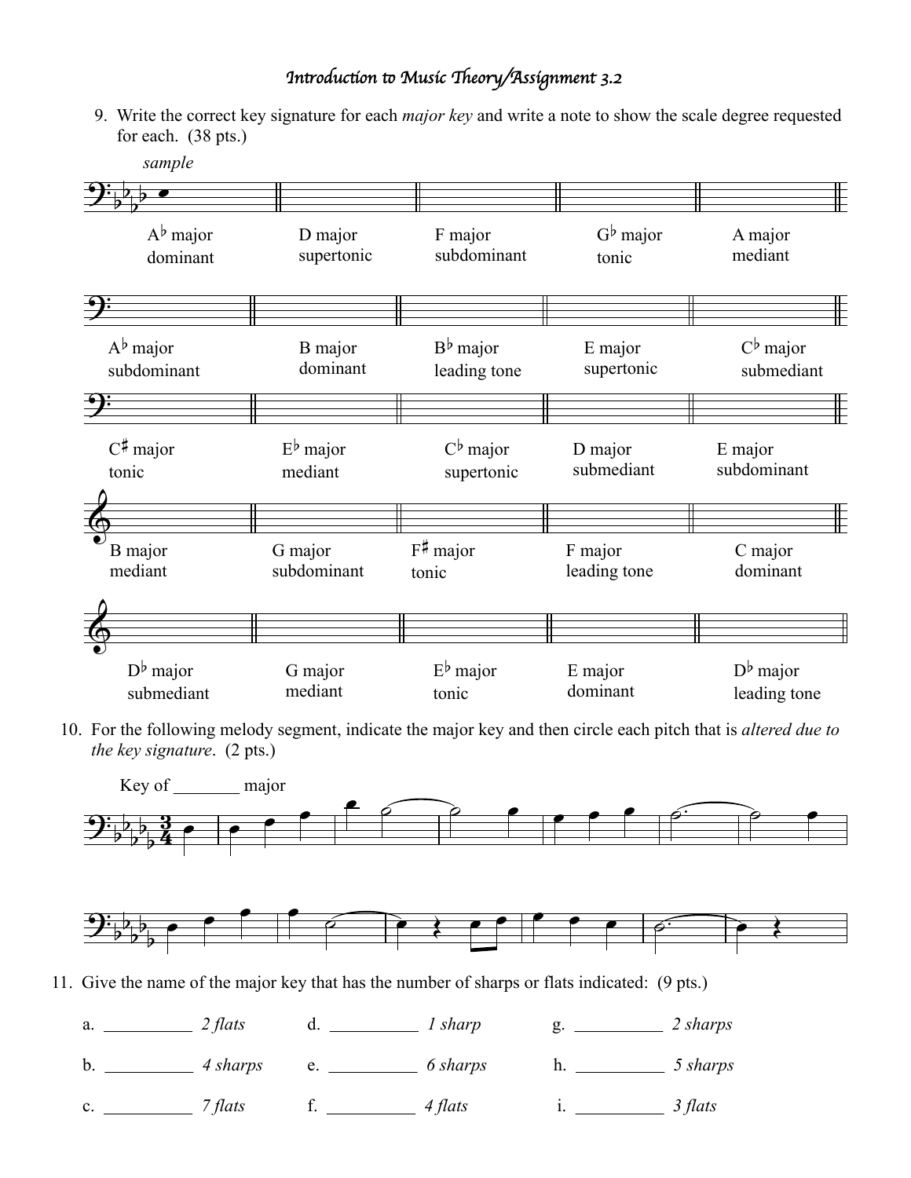*Introduction to Music Theory/Assignment 3.2*

9. Write the correct key signature for each *major key* and write a note to show the scale degree requested for each. (38 pts.)

*sample*

| | | | | |
|---|---|---|---|---|
| A♭ major<br>dominant | D major<br>supertonic | F major<br>subdominant | G♭ major<br>tonic | A major<br>mediant |
| A♭ major<br>subdominant | B major<br>dominant | B♭ major<br>leading tone | E major<br>supertonic | C♭ major<br>submediant |
| C♯ major<br>tonic | E♭ major<br>mediant | C♭ major<br>supertonic | D major<br>submediant | E major<br>subdominant |
| B major<br>mediant | G major<br>subdominant | F♯ major<br>tonic | F major<br>leading tone | C major<br>dominant |
| D♭ major<br>submediant | G major<br>mediant | E♭ major<br>tonic | E major<br>dominant | D♭ major<br>leading tone |

10. For the following melody segment, indicate the major key and then circle each pitch that is *altered due to the key signature*. (2 pts.)

Key of _______ major

11. Give the name of the major key that has the number of sharps or flats indicated: (9 pts.)

a. __________ *2 flats*  d. __________ *1 sharp*  g. __________ *2 sharps*

b. __________ *4 sharps*  e. __________ *6 sharps*  h. __________ *5 sharps*

c. __________ *7 flats*  f. __________ *4 flats*  i. __________ *3 flats*